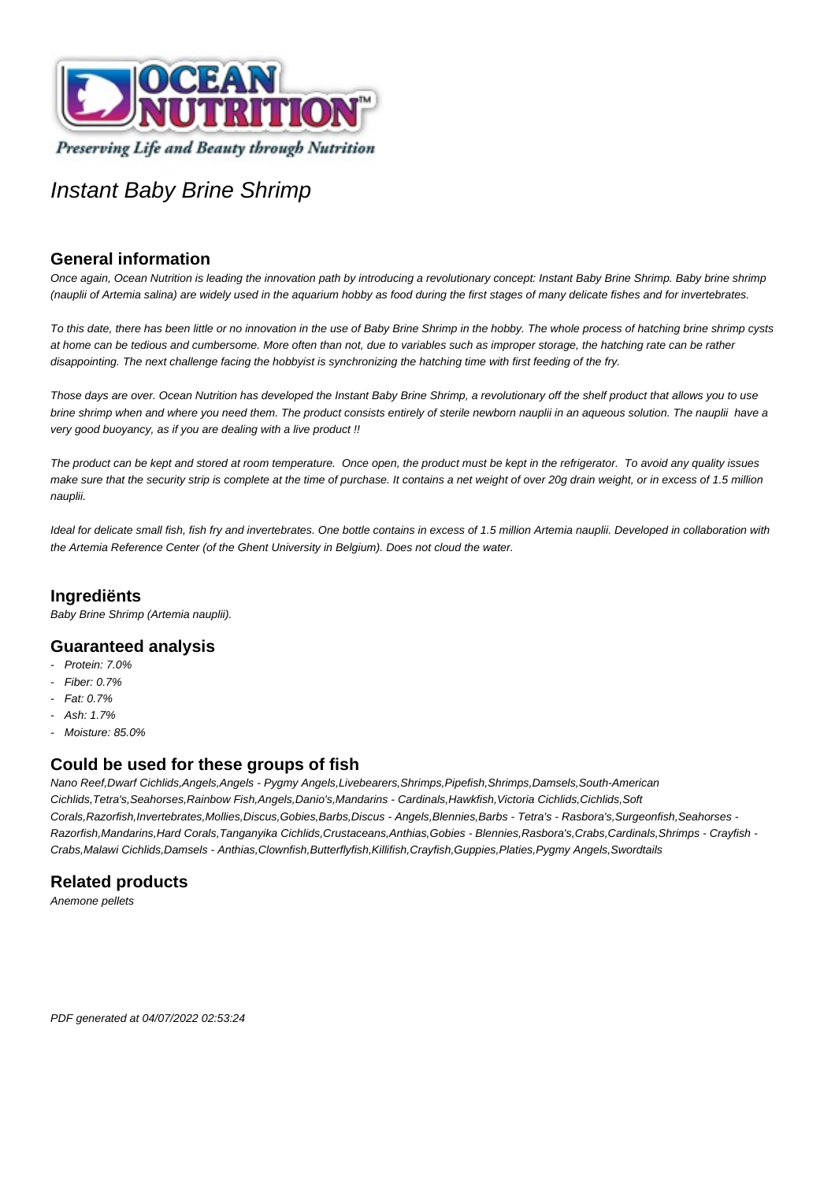Preserving Life and Beauty through Nutrition

# Instant Baby Brine Shrimp

## General information

*Once again, Ocean Nutrition is leading the innovation path by introducing a revolutionary concept: Instant Baby Brine Shrimp. Baby brine shrimp (nauplii of Artemia salina) are widely used in the aquarium hobby as food during the first stages of many delicate fishes and for invertebrates.*

*To this date, there has been little or no innovation in the use of Baby Brine Shrimp in the hobby. The whole process of hatching brine shrimp cysts at home can be tedious and cumbersome. More often than not, due to variables such as improper storage, the hatching rate can be rather disappointing. The next challenge facing the hobbyist is synchronizing the hatching time with first feeding of the fry.*

*Those days are over. Ocean Nutrition has developed the Instant Baby Brine Shrimp, a revolutionary off the shelf product that allows you to use brine shrimp when and where you need them. The product consists entirely of sterile newborn nauplii in an aqueous solution. The nauplii have a very good buoyancy, as if you are dealing with a live product !!*

*The product can be kept and stored at room temperature. Once open, the product must be kept in the refrigerator. To avoid any quality issues make sure that the security strip is complete at the time of purchase. It contains a net weight of over 20g drain weight, or in excess of 1.5 million nauplii.*

*Ideal for delicate small fish, fish fry and invertebrates. One bottle contains in excess of 1.5 million Artemia nauplii. Developed in collaboration with the Artemia Reference Center (of the Ghent University in Belgium). Does not cloud the water.*

## Ingrediënts

*Baby Brine Shrimp (Artemia nauplii).*

## Guaranteed analysis

- *Protein: 7.0%*
- *Fiber: 0.7%*
- *Fat: 0.7%*
- *Ash: 1.7%*
- *Moisture: 85.0%*

## Could be used for these groups of fish

*Nano Reef,Dwarf Cichlids,Angels,Angels - Pygmy Angels,Livebearers,Shrimps,Pipefish,Shrimps,Damsels,South-American Cichlids,Tetra's,Seahorses,Rainbow Fish,Angels,Danio's,Mandarins - Cardinals,Hawkfish,Victoria Cichlids,Cichlids,Soft Corals,Razorfish,Invertebrates,Mollies,Discus,Gobies,Barbs,Discus - Angels,Blennies,Barbs - Tetra's - Rasbora's,Surgeonfish,Seahorses - Razorfish,Mandarins,Hard Corals,Tanganyika Cichlids,Crustaceans,Anthias,Gobies - Blennies,Rasbora's,Crabs,Cardinals,Shrimps - Crayfish - Crabs,Malawi Cichlids,Damsels - Anthias,Clownfish,Butterflyfish,Killifish,Crayfish,Guppies,Platies,Pygmy Angels,Swordtails*

## Related products

*Anemone pellets*

*PDF generated at 04/07/2022 02:53:24*